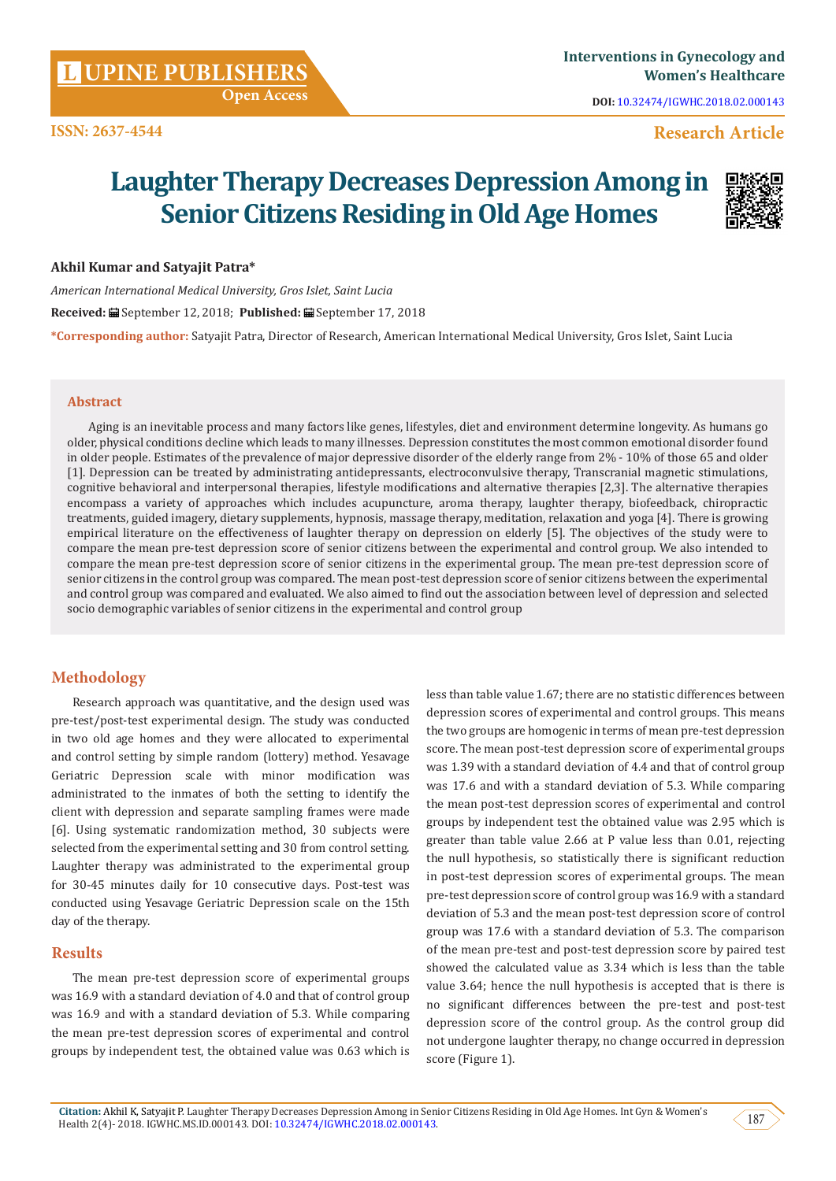Interventions in Gynecology and Women's Healthcare

DOI: 10.32474/IGWHC.2018.02.000143

ISSN: 2637-4544

Research Article

# Laughter Therapy Decreases Depression Among in Senior Citizens Residing in Old Age Homes

**Akhil Kumar and Satyajit Patra***

*American International Medical University, Gros Islet, Saint Lucia*

**Received:** September 12, 2018; **Published:** September 17, 2018

***Corresponding author:** Satyajit Patra, Director of Research, American International Medical University, Gros Islet, Saint Lucia

## Abstract

Aging is an inevitable process and many factors like genes, lifestyles, diet and environment determine longevity. As humans go older, physical conditions decline which leads to many illnesses. Depression constitutes the most common emotional disorder found in older people. Estimates of the prevalence of major depressive disorder of the elderly range from 2% - 10% of those 65 and older [1]. Depression can be treated by administrating antidepressants, electroconvulsive therapy, Transcranial magnetic stimulations, cognitive behavioral and interpersonal therapies, lifestyle modifications and alternative therapies [2,3]. The alternative therapies encompass a variety of approaches which includes acupuncture, aroma therapy, laughter therapy, biofeedback, chiropractic treatments, guided imagery, dietary supplements, hypnosis, massage therapy, meditation, relaxation and yoga [4]. There is growing empirical literature on the effectiveness of laughter therapy on depression on elderly [5]. The objectives of the study were to compare the mean pre-test depression score of senior citizens between the experimental and control group. We also intended to compare the mean pre-test depression score of senior citizens in the experimental group. The mean pre-test depression score of senior citizens in the control group was compared. The mean post-test depression score of senior citizens between the experimental and control group was compared and evaluated. We also aimed to find out the association between level of depression and selected socio demographic variables of senior citizens in the experimental and control group

## Methodology

Research approach was quantitative, and the design used was pre-test/post-test experimental design. The study was conducted in two old age homes and they were allocated to experimental and control setting by simple random (lottery) method. Yesavage Geriatric Depression scale with minor modification was administrated to the inmates of both the setting to identify the client with depression and separate sampling frames were made [6]. Using systematic randomization method, 30 subjects were selected from the experimental setting and 30 from control setting. Laughter therapy was administrated to the experimental group for 30-45 minutes daily for 10 consecutive days. Post-test was conducted using Yesavage Geriatric Depression scale on the 15th day of the therapy.

## Results

The mean pre-test depression score of experimental groups was 16.9 with a standard deviation of 4.0 and that of control group was 16.9 and with a standard deviation of 5.3. While comparing the mean pre-test depression scores of experimental and control groups by independent test, the obtained value was 0.63 which is less than table value 1.67; there are no statistic differences between depression scores of experimental and control groups. This means the two groups are homogenic in terms of mean pre-test depression score. The mean post-test depression score of experimental groups was 1.39 with a standard deviation of 4.4 and that of control group was 17.6 and with a standard deviation of 5.3. While comparing the mean post-test depression scores of experimental and control groups by independent test the obtained value was 2.95 which is greater than table value 2.66 at P value less than 0.01, rejecting the null hypothesis, so statistically there is significant reduction in post-test depression scores of experimental groups. The mean pre-test depression score of control group was 16.9 with a standard deviation of 5.3 and the mean post-test depression score of control group was 17.6 with a standard deviation of 5.3. The comparison of the mean pre-test and post-test depression score by paired test showed the calculated value as 3.34 which is less than the table value 3.64; hence the null hypothesis is accepted that is there is no significant differences between the pre-test and post-test depression score of the control group. As the control group did not undergone laughter therapy, no change occurred in depression score (Figure 1).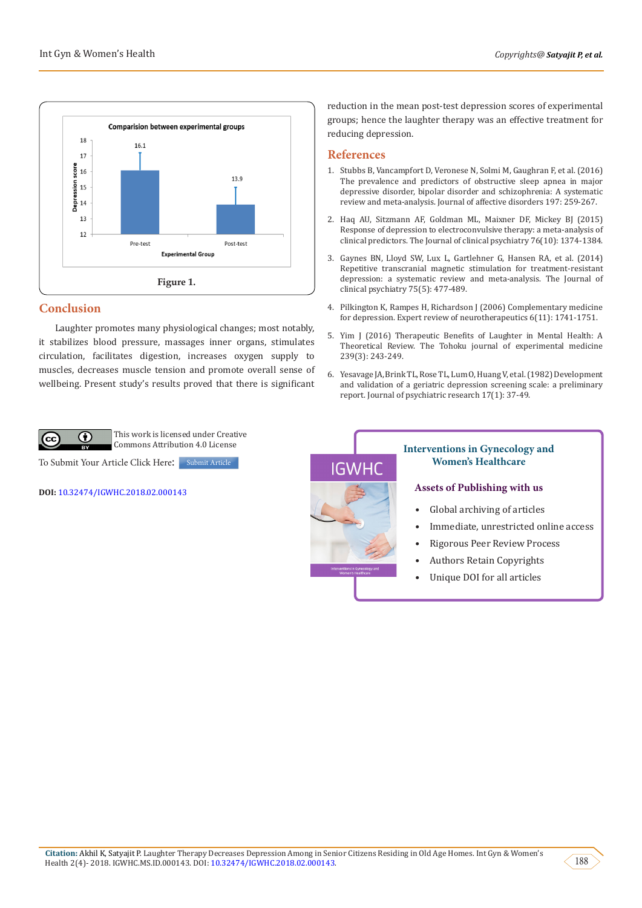Comparision between experimental groups

Depression score

18
17
16
15
14
13
12

16.1

13.9

Pre-test

Post-test

Experimental Group

Figure 1.

## Conclusion

Laughter promotes many physiological changes; most notably, it stabilizes blood pressure, massages inner organs, stimulates circulation, facilitates digestion, increases oxygen supply to muscles, decreases muscle tension and promote overall sense of wellbeing. Present study's results proved that there is significant reduction in the mean post-test depression scores of experimental groups; hence the laughter therapy was an effective treatment for reducing depression.

## References

1. Stubbs B, Vancampfort D, Veronese N, Solmi M, Gaughran F, et al. (2016) The prevalence and predictors of obstructive sleep apnea in major depressive disorder, bipolar disorder and schizophrenia: A systematic review and meta-analysis. Journal of affective disorders 197: 259-267.
2. Haq AU, Sitzmann AF, Goldman ML, Maixner DF, Mickey BJ (2015) Response of depression to electroconvulsive therapy: a meta-analysis of clinical predictors. The Journal of clinical psychiatry 76(10): 1374-1384.
3. Gaynes BN, Lloyd SW, Lux L, Gartlehner G, Hansen RA, et al. (2014) Repetitive transcranial magnetic stimulation for treatment-resistant depression: a systematic review and meta-analysis. The Journal of clinical psychiatry 75(5): 477-489.
4. Pilkington K, Rampes H, Richardson J (2006) Complementary medicine for depression. Expert review of neurotherapeutics 6(11): 1741-1751.
5. Yim J (2016) Therapeutic Benefits of Laughter in Mental Health: A Theoretical Review. The Tohoku journal of experimental medicine 239(3): 243-249.
6. Yesavage JA, Brink TL, Rose TL, Lum O, Huang V, et al. (1982) Development and validation of a geriatric depression screening scale: a preliminary report. Journal of psychiatric research 17(1): 37-49.

This work is licensed under Creative Commons Attribution 4.0 License

To Submit Your Article Click Here: Submit Article

**DOI:** 10.32474/IGWHC.2018.02.000143

**Interventions in Gynecology and Women's Healthcare**

**Assets of Publishing with us**

- Global archiving of articles
- Immediate, unrestricted online access
- Rigorous Peer Review Process
- Authors Retain Copyrights
- Unique DOI for all articles

**Citation:** Akhil K, Satyajit P. Laughter Therapy Decreases Depression Among in Senior Citizens Residing in Old Age Homes. Int Gyn & Women's Health 2(4)- 2018. IGWHC.MS.ID.000143. DOI: 10.32474/IGWHC.2018.02.000143.